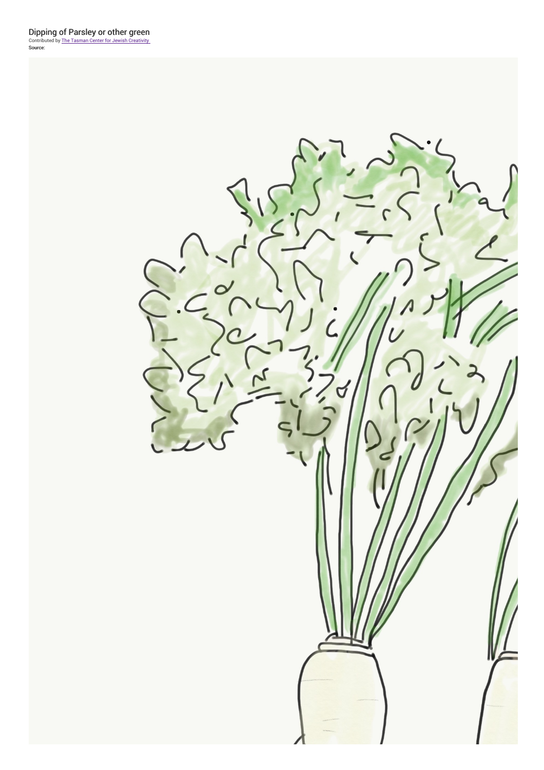# Dipping of Parsley or other green

Contributed by [The Tasman Center for Jewish Creativity]

Source: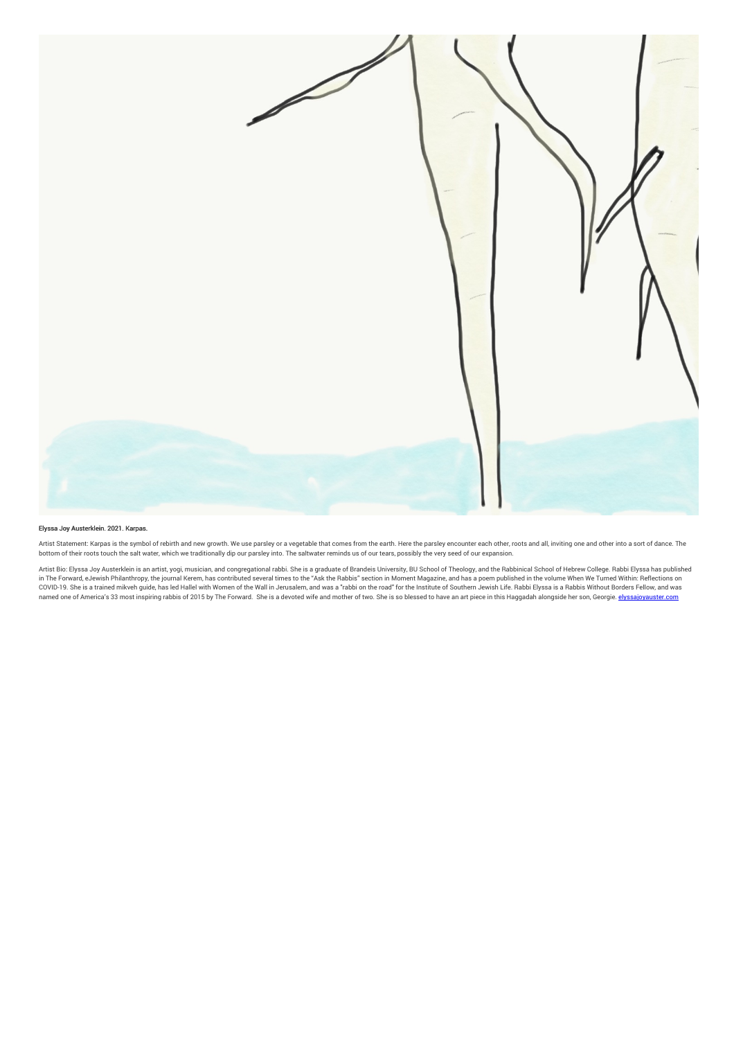Elyssa Joy Austerklein. 2021. Karpas.

Artist Statement: Karpas is the symbol of rebirth and new growth. We use parsley or a vegetable that comes from the earth. Here the parsley encounter each other, roots and all, inviting one and other into a sort of dance. The bottom of their roots touch the salt water, which we traditionally dip our parsley into. The saltwater reminds us of our tears, possibly the very seed of our expansion.

Artist Bio: Elyssa Joy Austerklein is an artist, yogi, musician, and congregational rabbi. She is a graduate of Brandeis University, BU School of Theology, and the Rabbinical School of Hebrew College. Rabbi Elyssa has published in The Forward, eJewish Philanthropy, the journal Kerem, has contributed several times to the "Ask the Rabbis" section in Moment Magazine, and has a poem published in the volume When We Turned Within: Reflections on COVID-19. She is a trained mikveh guide, has led Hallel with Women of the Wall in Jerusalem, and was a "rabbi on the road" for the Institute of Southern Jewish Life. Rabbi Elyssa is a Rabbis Without Borders Fellow, and was named one of America's 33 most inspiring rabbis of 2015 by The Forward. She is a devoted wife and mother of two. She is so blessed to have an art piece in this Haggadah alongside her son, Georgie. [elyssajoyauster.com](elyssajoyauster.com)